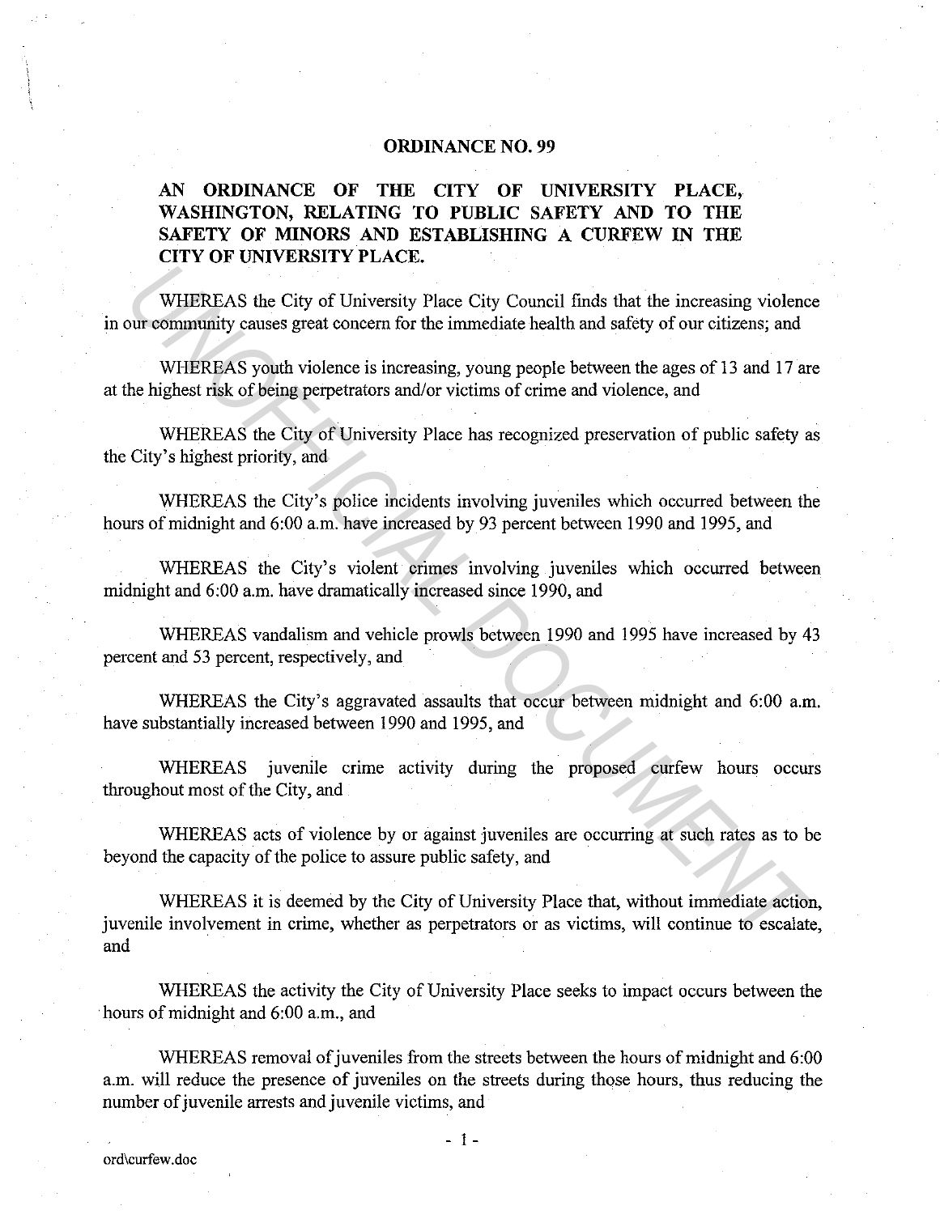# ORDINANCE NO. 99

## AN ORDINANCE OF THE CITY OF UNIVERSITY PLACE, WASHINGTON, RELATING TO PUBLIC SAFETY AND TO THE SAFETY OF MINORS AND ESTABLISHING A CURFEW IN THE CITY OF UNIVERSITY PLACE.

WHEREAS the City of University Place City Council finds that the increasing violence in our community causes great concern for the immediate health and safety of our citizens; and

WHEREAS youth violence is increasing, young people between the ages of 13 and 17 are at the highest risk of being perpetrators and/or victims of crime and violence, and

WHEREAS the City of University Place has recognized preservation of public safety as the City's highest priority, and

WHEREAS the City's police incidents involving juveniles which occurred between the hours of midnight and 6:00 a.m. have increased by 93 percent between 1990 and 1995, and

WHEREAS the City's violent crimes involving juveniles which occurred between midnight and 6:00 a.m. have dramatically increased since 1990, and

WHEREAS vandalism and vehicle prowls between 1990 and 1995 have increased by 43 percent and 53 percent, respectively, and

WHEREAS the City's aggravated assaults that occur between midnight and 6:00 a.m. have substantially increased between 1990 and 1995, and

WHEREAS juvenile crime activity during the proposed curfew hours occurs throughout most of the City, and

WHEREAS acts of violence by or against juveniles are occurring at such rates as to be beyond the capacity of the police to assure public safety, and

WHEREAS it is deemed by the City of University Place that, without immediate action, juvenile involvement in crime, whether as perpetrators or as victims, will continue to escalate, and

WHEREAS the activity the City of University Place seeks to impact occurs between the hours of midnight and 6:00 a.m., and

WHEREAS removal of juveniles from the streets between the hours of midnight and 6:00 a.m. will reduce the presence of juveniles on the streets during those hours, thus reducing the number of juvenile arrests and juvenile victims, and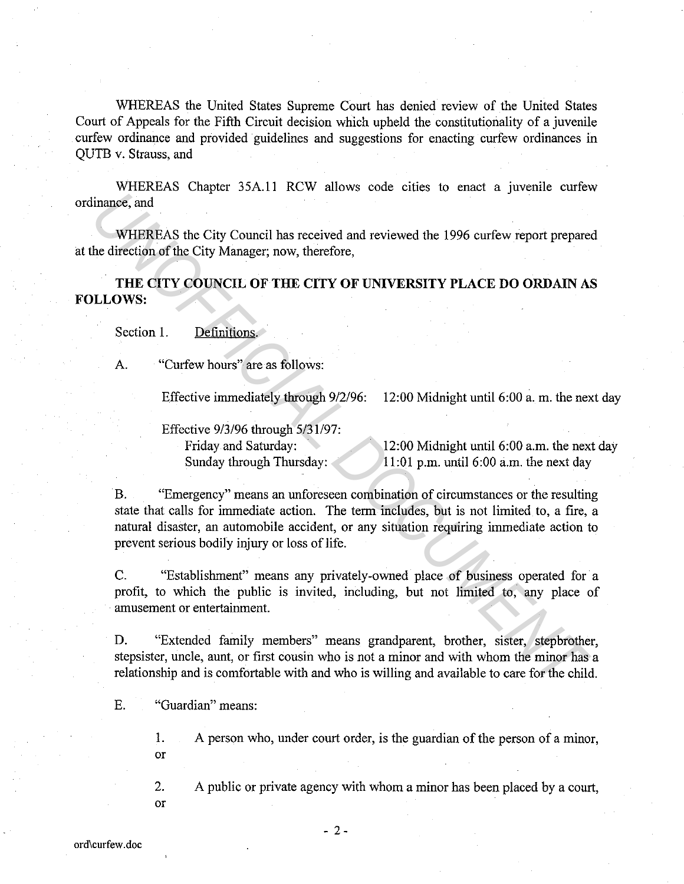WHEREAS the United States Supreme Court has denied review of the United States Court of Appeals for the Fifth Circuit decision which upheld the constitutionality of a juvenile curfew ordinance and provided guidelines and suggestions for enacting curfew ordinances in QUTB v. Strauss, and

WHEREAS Chapter 35A.11 RCW allows code cities to enact a juvenile curfew ordinance, and

WHEREAS the City Council has received and reviewed the 1996 curfew report prepared at the direction of the City Manager; now, therefore,

**THE CITY COUNCIL OF THE CITY OF UNIVERSITY PLACE DO ORDAIN AS FOLLOWS:**

Section 1. Definitions.

A. "Curfew hours" are as follows:

Effective immediately through 9/2/96: 12:00 Midnight until 6:00 a. m. the next day

Effective 9/3/96 through 5/31/97:
- Friday and Saturday: 12:00 Midnight until 6:00 a.m. the next day
- Sunday through Thursday: 11:01 p.m. until 6:00 a.m. the next day

B. "Emergency" means an unforeseen combination of circumstances or the resulting state that calls for immediate action. The term includes, but is not limited to, a fire, a natural disaster, an automobile accident, or any situation requiring immediate action to prevent serious bodily injury or loss of life.

C. "Establishment" means any privately-owned place of business operated for a profit, to which the public is invited, including, but not limited to, any place of amusement or entertainment.

D. "Extended family members" means grandparent, brother, sister, stepbrother, stepsister, uncle, aunt, or first cousin who is not a minor and with whom the minor has a relationship and is comfortable with and who is willing and available to care for the child.

E. "Guardian" means:

1. A person who, under court order, is the guardian of the person of a minor, or

2. A public or private agency with whom a minor has been placed by a court, or

ord\curfew.doc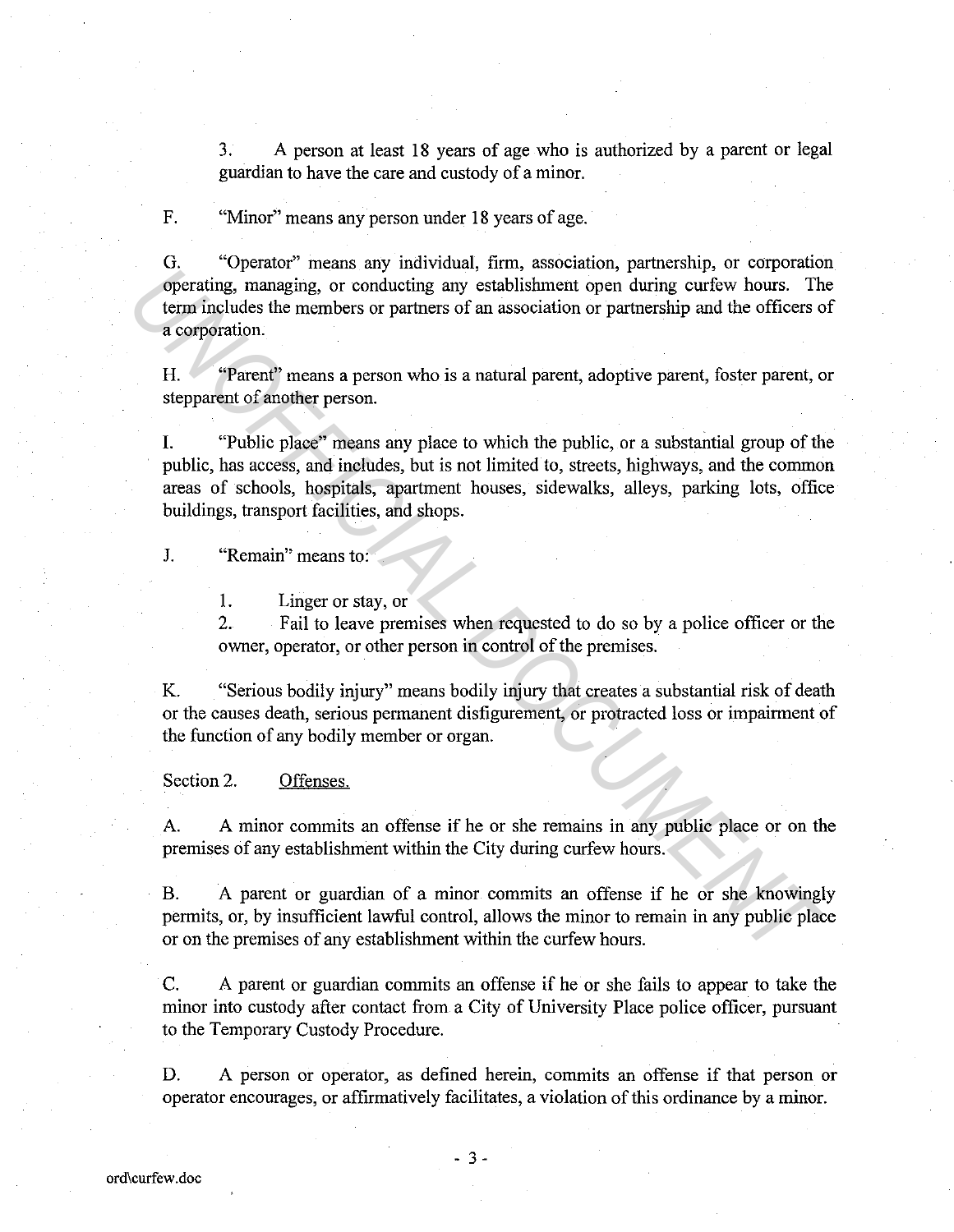3. A person at least 18 years of age who is authorized by a parent or legal guardian to have the care and custody of a minor.

F. "Minor" means any person under 18 years of age.

G. "Operator" means any individual, firm, association, partnership, or corporation operating, managing, or conducting any establishment open during curfew hours. The term includes the members or partners of an association or partnership and the officers of a corporation.

H. "Parent" means a person who is a natural parent, adoptive parent, foster parent, or stepparent of another person.

I. "Public place" means any place to which the public, or a substantial group of the public, has access, and includes, but is not limited to, streets, highways, and the common areas of schools, hospitals, apartment houses, sidewalks, alleys, parking lots, office buildings, transport facilities, and shops.

J. "Remain" means to:

1. Linger or stay, or
2. Fail to leave premises when requested to do so by a police officer or the owner, operator, or other person in control of the premises.

K. "Serious bodily injury" means bodily injury that creates a substantial risk of death or the causes death, serious permanent disfigurement, or protracted loss or impairment of the function of any bodily member or organ.

Section 2. <u>Offenses.</u>

A. A minor commits an offense if he or she remains in any public place or on the premises of any establishment within the City during curfew hours.

B. A parent or guardian of a minor commits an offense if he or she knowingly permits, or, by insufficient lawful control, allows the minor to remain in any public place or on the premises of any establishment within the curfew hours.

C. A parent or guardian commits an offense if he or she fails to appear to take the minor into custody after contact from a City of University Place police officer, pursuant to the Temporary Custody Procedure.

D. A person or operator, as defined herein, commits an offense if that person or operator encourages, or affirmatively facilitates, a violation of this ordinance by a minor.

ord\curfew.doc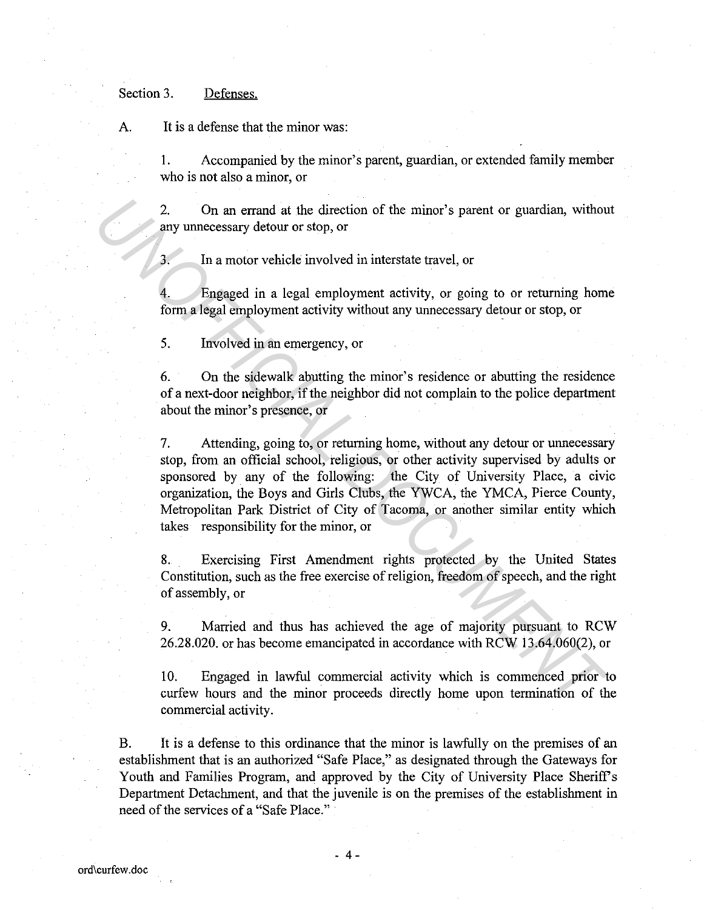Section 3. Defenses.

A. It is a defense that the minor was:

1. Accompanied by the minor's parent, guardian, or extended family member who is not also a minor, or

2. On an errand at the direction of the minor's parent or guardian, without any unnecessary detour or stop, or

3. In a motor vehicle involved in interstate travel, or

4. Engaged in a legal employment activity, or going to or returning home form a legal employment activity without any unnecessary detour or stop, or

5. Involved in an emergency, or

6. On the sidewalk abutting the minor's residence or abutting the residence of a next-door neighbor, if the neighbor did not complain to the police department about the minor's presence, or

7. Attending, going to, or returning home, without any detour or unnecessary stop, from an official school, religious, or other activity supervised by adults or sponsored by any of the following: the City of University Place, a civic organization, the Boys and Girls Clubs, the YWCA, the YMCA, Pierce County, Metropolitan Park District of City of Tacoma, or another similar entity which takes responsibility for the minor, or

8. Exercising First Amendment rights protected by the United States Constitution, such as the free exercise of religion, freedom of speech, and the right of assembly, or

9. Married and thus has achieved the age of majority pursuant to RCW 26.28.020. or has become emancipated in accordance with RCW 13.64.060(2), or

10. Engaged in lawful commercial activity which is commenced prior to curfew hours and the minor proceeds directly home upon termination of the commercial activity.

B. It is a defense to this ordinance that the minor is lawfully on the premises of an establishment that is an authorized "Safe Place," as designated through the Gateways for Youth and Families Program, and approved by the City of University Place Sheriff's Department Detachment, and that the juvenile is on the premises of the establishment in need of the services of a "Safe Place."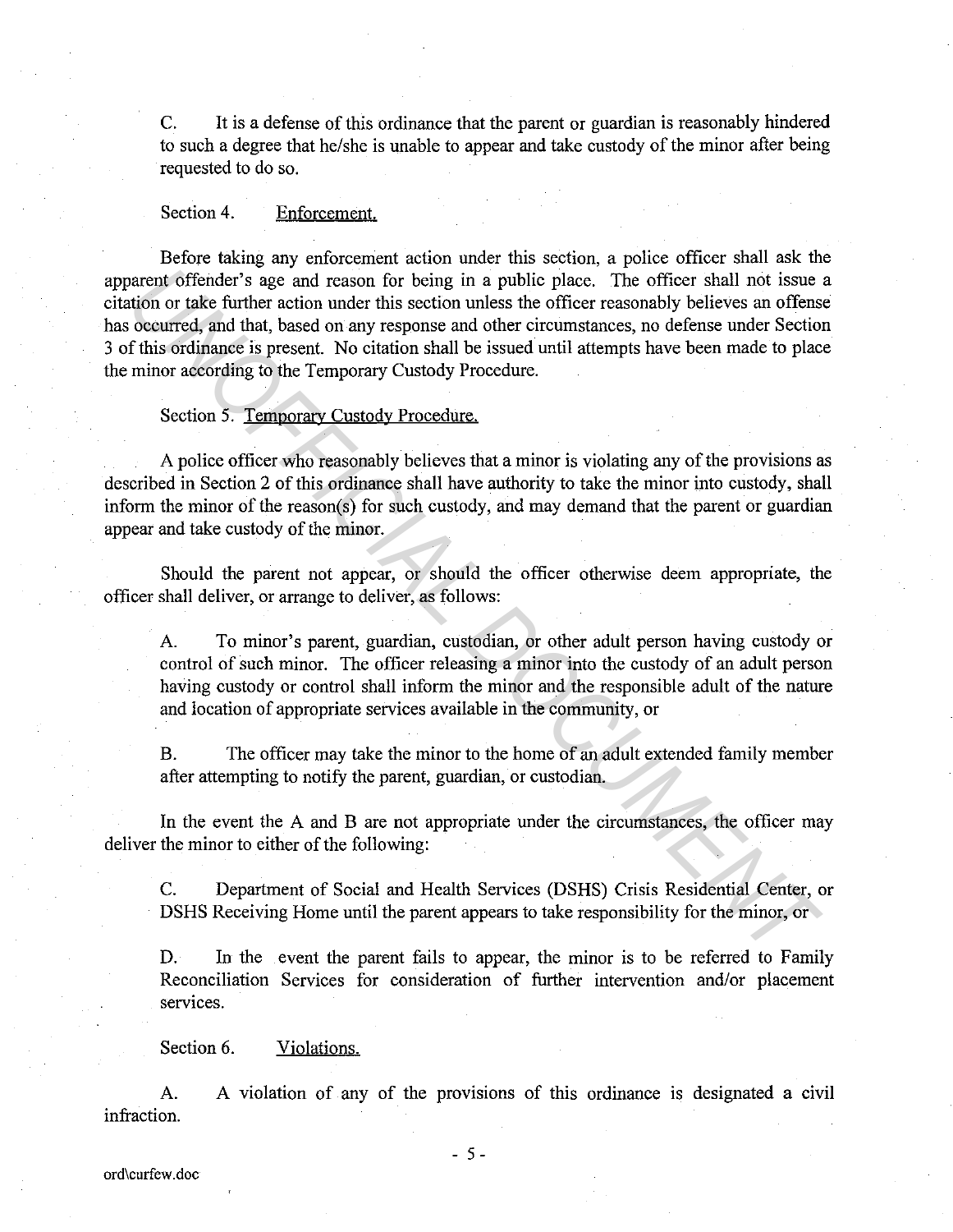C. It is a defense of this ordinance that the parent or guardian is reasonably hindered to such a degree that he/she is unable to appear and take custody of the minor after being requested to do so.

Section 4. Enforcement.

Before taking any enforcement action under this section, a police officer shall ask the apparent offender's age and reason for being in a public place. The officer shall not issue a citation or take further action under this section unless the officer reasonably believes an offense has occurred, and that, based on any response and other circumstances, no defense under Section 3 of this ordinance is present. No citation shall be issued until attempts have been made to place the minor according to the Temporary Custody Procedure.

Section 5. Temporary Custody Procedure.

A police officer who reasonably believes that a minor is violating any of the provisions as described in Section 2 of this ordinance shall have authority to take the minor into custody, shall inform the minor of the reason(s) for such custody, and may demand that the parent or guardian appear and take custody of the minor.

Should the parent not appear, or should the officer otherwise deem appropriate, the officer shall deliver, or arrange to deliver, as follows:

A. To minor's parent, guardian, custodian, or other adult person having custody or control of such minor. The officer releasing a minor into the custody of an adult person having custody or control shall inform the minor and the responsible adult of the nature and location of appropriate services available in the community, or

B. The officer may take the minor to the home of an adult extended family member after attempting to notify the parent, guardian, or custodian.

In the event the A and B are not appropriate under the circumstances, the officer may deliver the minor to either of the following:

C. Department of Social and Health Services (DSHS) Crisis Residential Center, or DSHS Receiving Home until the parent appears to take responsibility for the minor, or

D. In the event the parent fails to appear, the minor is to be referred to Family Reconciliation Services for consideration of further intervention and/or placement services.

Section 6. Violations.

A. A violation of any of the provisions of this ordinance is designated a civil infraction.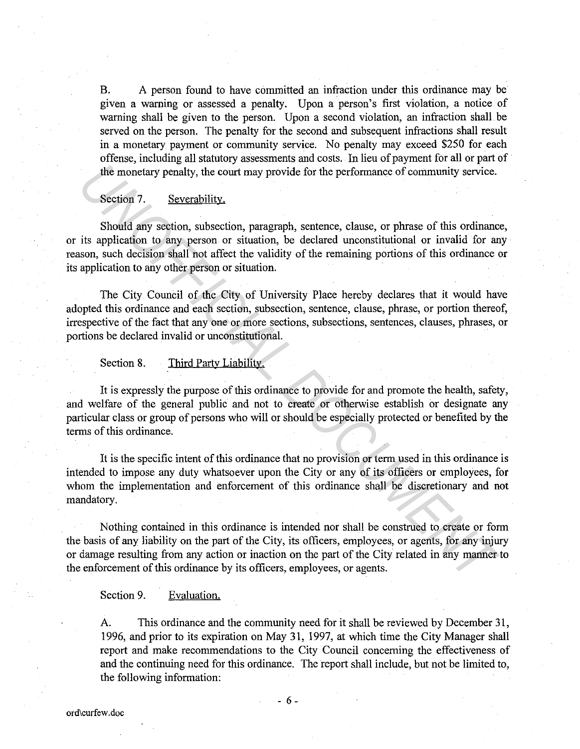B. A person found to have committed an infraction under this ordinance may be given a warning or assessed a penalty. Upon a person's first violation, a notice of warning shall be given to the person. Upon a second violation, an infraction shall be served on the person. The penalty for the second and subsequent infractions shall result in a monetary payment or community service. No penalty may exceed $250 for each offense, including all statutory assessments and costs. In lieu of payment for all or part of the monetary penalty, the court may provide for the performance of community service.

Section 7. Severability.

Should any section, subsection, paragraph, sentence, clause, or phrase of this ordinance, or its application to any person or situation, be declared unconstitutional or invalid for any reason, such decision shall not affect the validity of the remaining portions of this ordinance or its application to any other person or situation.

The City Council of the City of University Place hereby declares that it would have adopted this ordinance and each section, subsection, sentence, clause, phrase, or portion thereof, irrespective of the fact that any one or more sections, subsections, sentences, clauses, phrases, or portions be declared invalid or unconstitutional.

Section 8. Third Party Liability.

It is expressly the purpose of this ordinance to provide for and promote the health, safety, and welfare of the general public and not to create or otherwise establish or designate any particular class or group of persons who will or should be especially protected or benefited by the terms of this ordinance.

It is the specific intent of this ordinance that no provision or term used in this ordinance is intended to impose any duty whatsoever upon the City or any of its officers or employees, for whom the implementation and enforcement of this ordinance shall be discretionary and not mandatory.

Nothing contained in this ordinance is intended nor shall be construed to create or form the basis of any liability on the part of the City, its officers, employees, or agents, for any injury or damage resulting from any action or inaction on the part of the City related in any manner to the enforcement of this ordinance by its officers, employees, or agents.

Section 9. Evaluation.

A. This ordinance and the community need for it shall be reviewed by December 31, 1996, and prior to its expiration on May 31, 1997, at which time the City Manager shall report and make recommendations to the City Council concerning the effectiveness of and the continuing need for this ordinance. The report shall include, but not be limited to, the following information:

ord\curfew.doc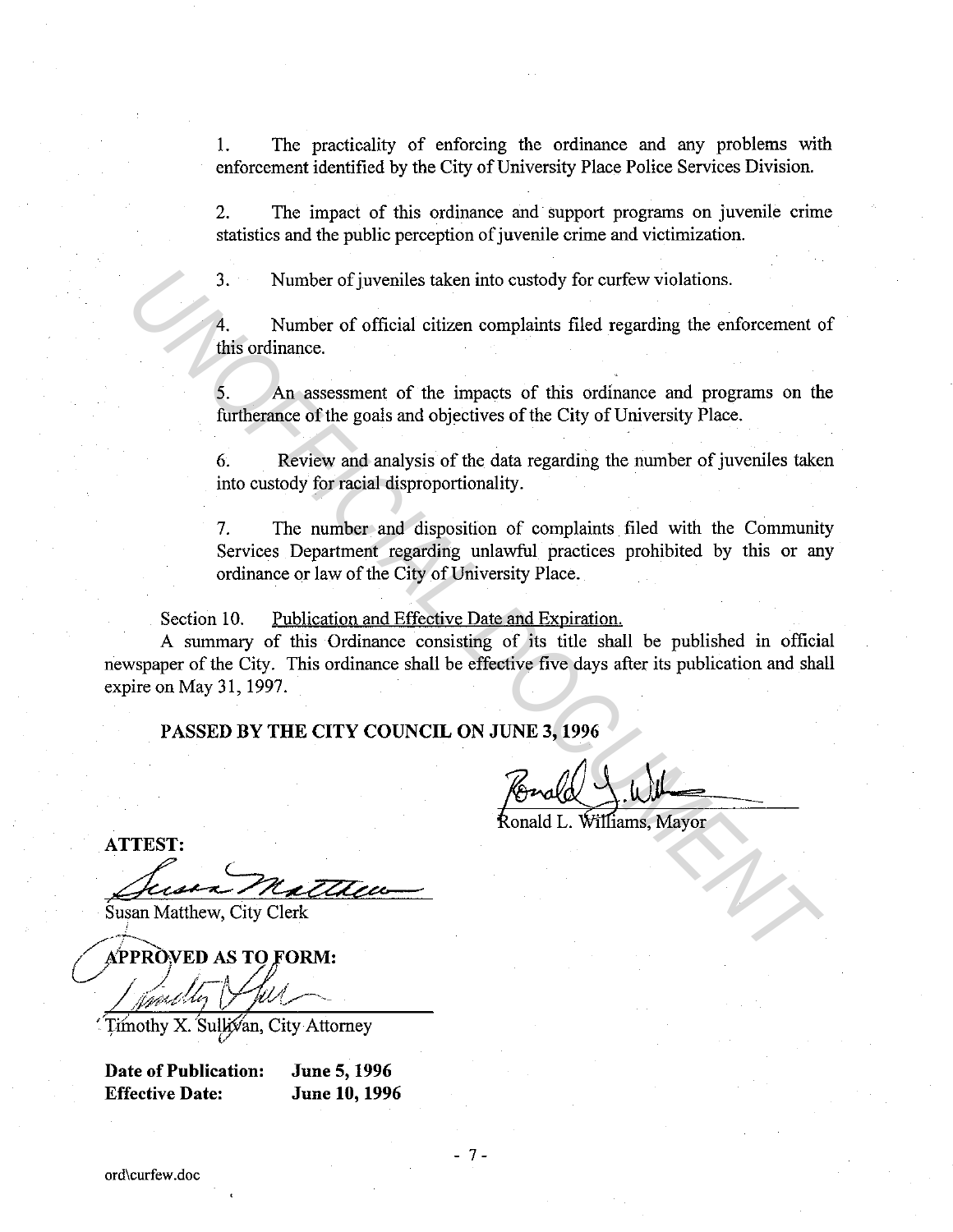1. The practicality of enforcing the ordinance and any problems with enforcement identified by the City of University Place Police Services Division.

2. The impact of this ordinance and support programs on juvenile crime statistics and the public perception of juvenile crime and victimization.

3. Number of juveniles taken into custody for curfew violations.

4. Number of official citizen complaints filed regarding the enforcement of this ordinance.

5. An assessment of the impacts of this ordinance and programs on the furtherance of the goals and objectives of the City of University Place.

6. Review and analysis of the data regarding the number of juveniles taken into custody for racial disproportionality.

7. The number and disposition of complaints filed with the Community Services Department regarding unlawful practices prohibited by this or any ordinance or law of the City of University Place.

Section 10. Publication and Effective Date and Expiration.

A summary of this Ordinance consisting of its title shall be published in official newspaper of the City. This ordinance shall be effective five days after its publication and shall expire on May 31, 1997.

**PASSED BY THE CITY COUNCIL ON JUNE 3, 1996**

Ronald L. Williams, Mayor

**ATTEST:**

Susan Matthew, City Clerk

**APPROVED AS TO FORM:**

Timothy X. Sullivan, City Attorney

**Date of Publication:** **June 5, 1996**
**Effective Date:** **June 10, 1996**

ord\curfew.doc